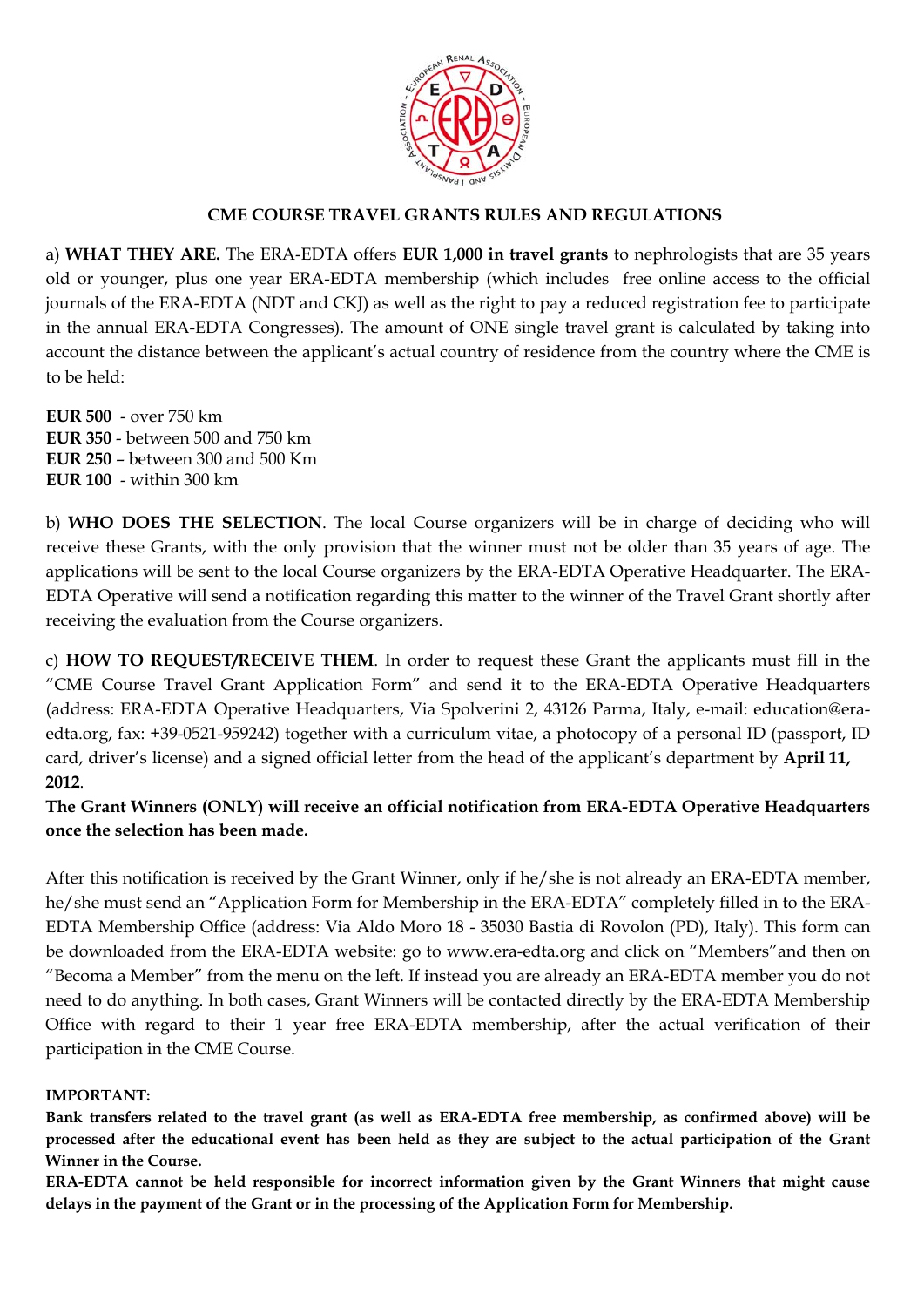# CME COURSE TRAVEL GRANTS RULES AND REGULATIONS

a) **WHAT THEY ARE.** The ERA-EDTA offers **EUR 1,000 in travel grants** to nephrologists that are 35 years old or younger, plus one year ERA-EDTA membership (which includes free online access to the official journals of the ERA-EDTA (NDT and CKJ) as well as the right to pay a reduced registration fee to participate in the annual ERA-EDTA Congresses). The amount of ONE single travel grant is calculated by taking into account the distance between the applicant's actual country of residence from the country where the CME is to be held:

**EUR 500** - over 750 km
**EUR 350** - between 500 and 750 km
**EUR 250** – between 300 and 500 Km
**EUR 100** - within 300 km

b) **WHO DOES THE SELECTION**. The local Course organizers will be in charge of deciding who will receive these Grants, with the only provision that the winner must not be older than 35 years of age. The applications will be sent to the local Course organizers by the ERA-EDTA Operative Headquarter. The ERA-EDTA Operative will send a notification regarding this matter to the winner of the Travel Grant shortly after receiving the evaluation from the Course organizers.

c) **HOW TO REQUEST/RECEIVE THEM**. In order to request these Grant the applicants must fill in the "CME Course Travel Grant Application Form" and send it to the ERA-EDTA Operative Headquarters (address: ERA-EDTA Operative Headquarters, Via Spolverini 2, 43126 Parma, Italy, e-mail: education@era-edta.org, fax: +39-0521-959242) together with a curriculum vitae, a photocopy of a personal ID (passport, ID card, driver's license) and a signed official letter from the head of the applicant's department by **April 11, 2012**.

**The Grant Winners (ONLY) will receive an official notification from ERA-EDTA Operative Headquarters once the selection has been made.**

After this notification is received by the Grant Winner, only if he/she is not already an ERA-EDTA member, he/she must send an "Application Form for Membership in the ERA-EDTA" completely filled in to the ERA-EDTA Membership Office (address: Via Aldo Moro 18 - 35030 Bastia di Rovolon (PD), Italy). This form can be downloaded from the ERA-EDTA website: go to www.era-edta.org and click on "Members"and then on "Becoma a Member" from the menu on the left. If instead you are already an ERA-EDTA member you do not need to do anything. In both cases, Grant Winners will be contacted directly by the ERA-EDTA Membership Office with regard to their 1 year free ERA-EDTA membership, after the actual verification of their participation in the CME Course.

**IMPORTANT:**

**Bank transfers related to the travel grant (as well as ERA-EDTA free membership, as confirmed above) will be processed after the educational event has been held as they are subject to the actual participation of the Grant Winner in the Course.**

**ERA-EDTA cannot be held responsible for incorrect information given by the Grant Winners that might cause delays in the payment of the Grant or in the processing of the Application Form for Membership.**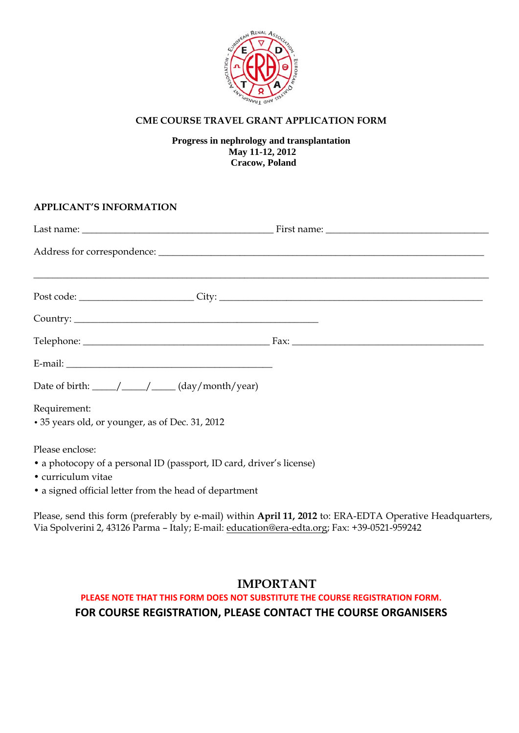## CME COURSE TRAVEL GRANT APPLICATION FORM

**Progress in nephrology and transplantation**
**May 11-12, 2012**
**Cracow, Poland**

### APPLICANT'S INFORMATION

Last name: _______________________________________ First name: _________________________________

Address for correspondence: ___________________________________________________________________

_____________________________________________________________________________________________

Post code: _______________________ City: ______________________________________________________

Country: __________________________________________________

Telephone: ______________________________________ Fax: _______________________________________

E-mail: __________________________________________

Date of birth: _____/_____/_____ (day/month/year)

Requirement:

- 35 years old, or younger, as of Dec. 31, 2012

Please enclose:

- a photocopy of a personal ID (passport, ID card, driver's license)
- curriculum vitae
- a signed official letter from the head of department

Please, send this form (preferably by e-mail) within **April 11, 2012** to: ERA-EDTA Operative Headquarters, Via Spolverini 2, 43126 Parma – Italy; E-mail: education@era-edta.org; Fax: +39-0521-959242

## IMPORTANT

**PLEASE NOTE THAT THIS FORM DOES NOT SUBSTITUTE THE COURSE REGISTRATION FORM.**

**FOR COURSE REGISTRATION, PLEASE CONTACT THE COURSE ORGANISERS**